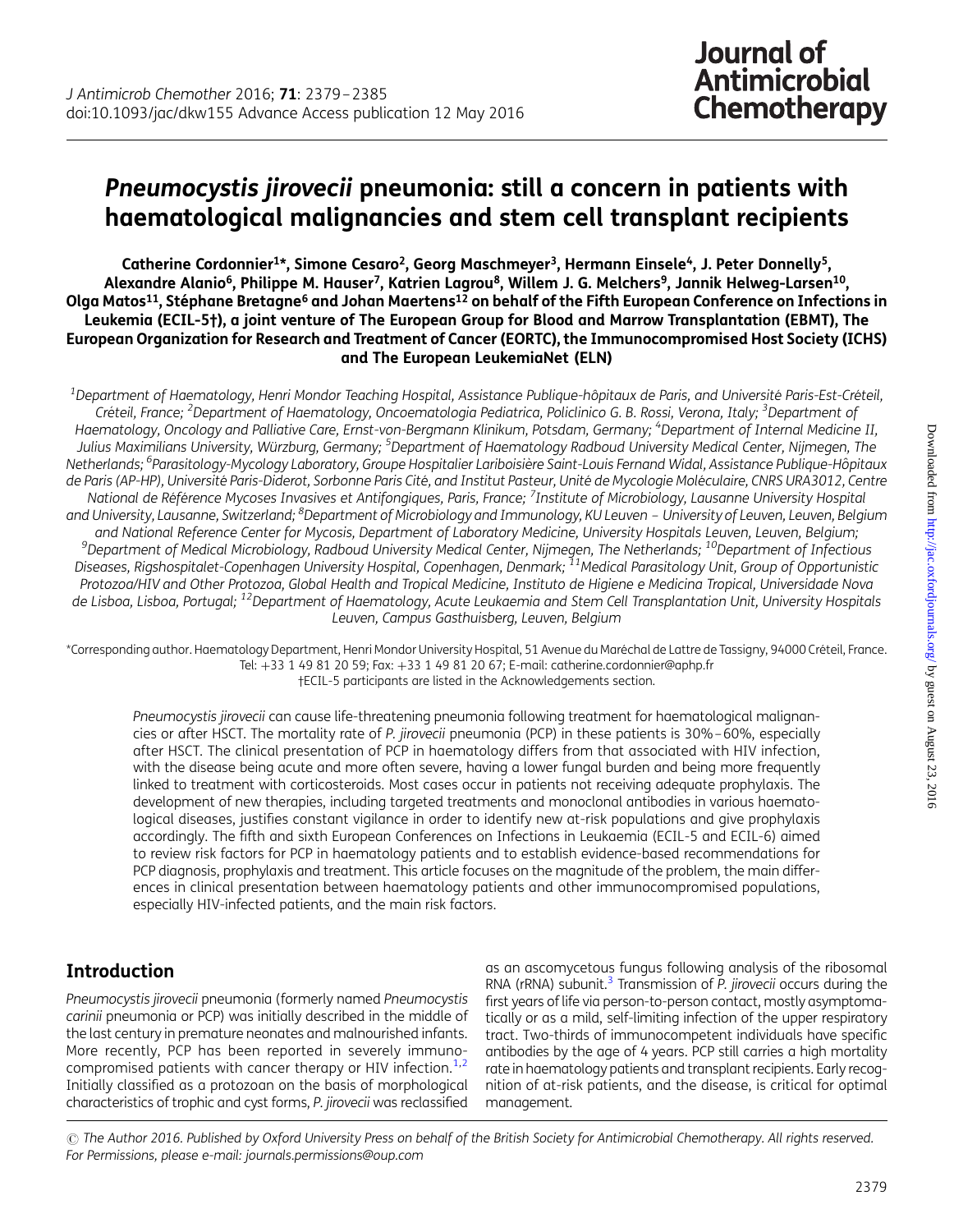# *Pneumocystis jirovecii* pneumonia: still a concern in patients with haematological malignancies and stem cell transplant recipients

**Catherine Cordonnier[1]\*, Simone Cesaro[2], Georg Maschmeyer[3], Hermann Einsele[4], J. Peter Donnelly[5], Alexandre Alanio[6], Philippe M. Hauser[7], Katrien Lagrou[8], Willem J. G. Melchers[9], Jannik Helweg-Larsen[10], Olga Matos[11], Stéphane Bretagne[6] and Johan Maertens[12] on behalf of the Fifth European Conference on Infections in Leukemia (ECIL-5†), a joint venture of The European Group for Blood and Marrow Transplantation (EBMT), The European Organization for Research and Treatment of Cancer (EORTC), the Immunocompromised Host Society (ICHS) and The European LeukemiaNet (ELN)**

[1]Department of Haematology, Henri Mondor Teaching Hospital, Assistance Publique-hôpitaux de Paris, and Université Paris-Est-Créteil, Créteil, France; [2]Department of Haematology, Oncoematologia Pediatrica, Policlinico G. B. Rossi, Verona, Italy; [3]Department of Haematology, Oncology and Palliative Care, Ernst-von-Bergmann Klinikum, Potsdam, Germany; [4]Department of Internal Medicine II, Julius Maximilians University, Würzburg, Germany; [5]Department of Haematology Radboud University Medical Center, Nijmegen, The Netherlands; [6]Parasitology-Mycology Laboratory, Groupe Hospitalier Lariboisière Saint-Louis Fernand Widal, Assistance Publique-Hôpitaux de Paris (AP-HP), Université Paris-Diderot, Sorbonne Paris Cité, and Institut Pasteur, Unité de Mycologie Moléculaire, CNRS URA3012, Centre National de Référence Mycoses Invasives et Antifongiques, Paris, France; [7]Institute of Microbiology, Lausanne University Hospital and University, Lausanne, Switzerland; [8]Department of Microbiology and Immunology, KU Leuven – University of Leuven, Leuven, Belgium and National Reference Center for Mycosis, Department of Laboratory Medicine, University Hospitals Leuven, Leuven, Belgium; [9]Department of Medical Microbiology, Radboud University Medical Center, Nijmegen, The Netherlands; [10]Department of Infectious Diseases, Rigshospitalet-Copenhagen University Hospital, Copenhagen, Denmark; [11]Medical Parasitology Unit, Group of Opportunistic Protozoa/HIV and Other Protozoa, Global Health and Tropical Medicine, Instituto de Higiene e Medicina Tropical, Universidade Nova de Lisboa, Lisboa, Portugal; [12]Department of Haematology, Acute Leukaemia and Stem Cell Transplantation Unit, University Hospitals Leuven, Campus Gasthuisberg, Leuven, Belgium

\*Corresponding author. Haematology Department, Henri Mondor University Hospital, 51 Avenue du Maréchal de Lattre de Tassigny, 94000 Créteil, France. Tel: +33 1 49 81 20 59; Fax: +33 1 49 81 20 67; E-mail: catherine.cordonnier@aphp.fr
†ECIL-5 participants are listed in the Acknowledgements section.

*Pneumocystis jirovecii* can cause life-threatening pneumonia following treatment for haematological malignancies or after HSCT. The mortality rate of *P. jirovecii* pneumonia (PCP) in these patients is 30%–60%, especially after HSCT. The clinical presentation of PCP in haematology differs from that associated with HIV infection, with the disease being acute and more often severe, having a lower fungal burden and being more frequently linked to treatment with corticosteroids. Most cases occur in patients not receiving adequate prophylaxis. The development of new therapies, including targeted treatments and monoclonal antibodies in various haematological diseases, justifies constant vigilance in order to identify new at-risk populations and give prophylaxis accordingly. The fifth and sixth European Conferences on Infections in Leukaemia (ECIL-5 and ECIL-6) aimed to review risk factors for PCP in haematology patients and to establish evidence-based recommendations for PCP diagnosis, prophylaxis and treatment. This article focuses on the magnitude of the problem, the main differences in clinical presentation between haematology patients and other immunocompromised populations, especially HIV-infected patients, and the main risk factors.

## Introduction

*Pneumocystis jirovecii* pneumonia (formerly named *Pneumocystis carinii* pneumonia or PCP) was initially described in the middle of the last century in premature neonates and malnourished infants. More recently, PCP has been reported in severely immunocompromised patients with cancer therapy or HIV infection.[1,2] Initially classified as a protozoan on the basis of morphological characteristics of trophic and cyst forms, *P. jirovecii* was reclassified as an ascomycetous fungus following analysis of the ribosomal RNA (rRNA) subunit.[3] Transmission of *P. jirovecii* occurs during the first years of life via person-to-person contact, mostly asymptomatically or as a mild, self-limiting infection of the upper respiratory tract. Two-thirds of immunocompetent individuals have specific antibodies by the age of 4 years. PCP still carries a high mortality rate in haematology patients and transplant recipients. Early recognition of at-risk patients, and the disease, is critical for optimal management.

© The Author 2016. Published by Oxford University Press on behalf of the British Society for Antimicrobial Chemotherapy. All rights reserved. For Permissions, please e-mail: journals.permissions@oup.com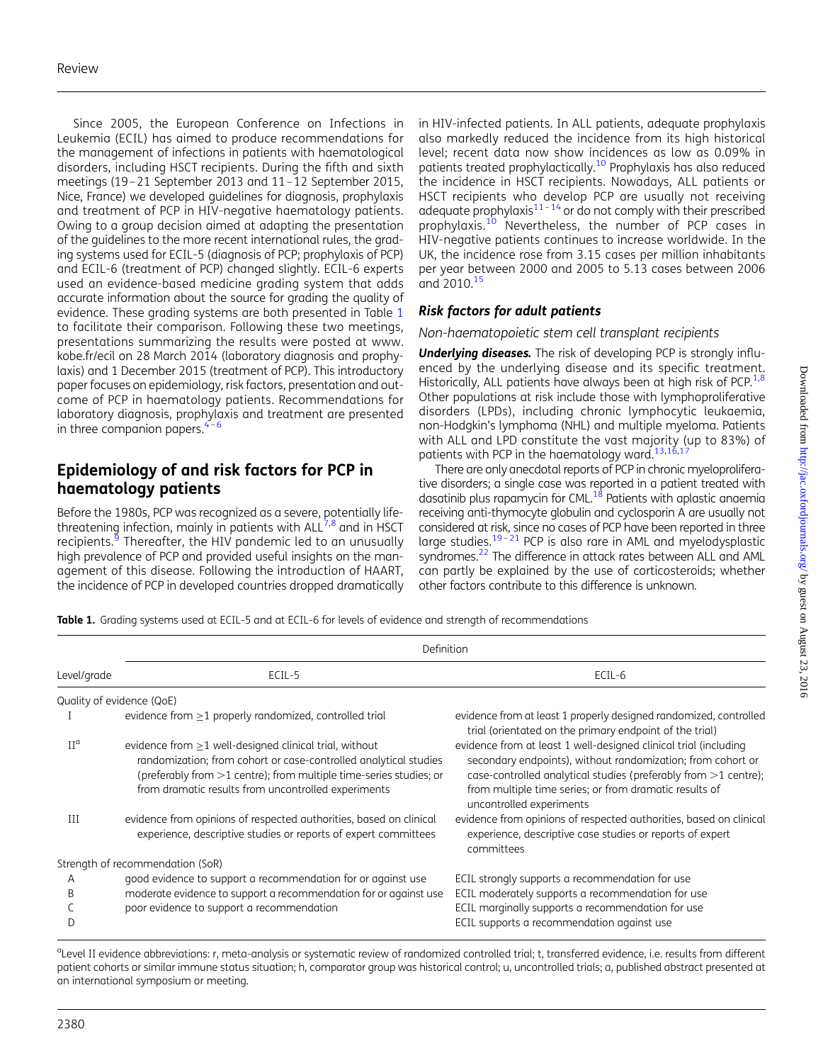Since 2005, the European Conference on Infections in Leukemia (ECIL) has aimed to produce recommendations for the management of infections in patients with haematological disorders, including HSCT recipients. During the fifth and sixth meetings (19–21 September 2013 and 11–12 September 2015, Nice, France) we developed guidelines for diagnosis, prophylaxis and treatment of PCP in HIV-negative haematology patients. Owing to a group decision aimed at adapting the presentation of the guidelines to the more recent international rules, the grading systems used for ECIL-5 (diagnosis of PCP; prophylaxis of PCP) and ECIL-6 (treatment of PCP) changed slightly. ECIL-6 experts used an evidence-based medicine grading system that adds accurate information about the source for grading the quality of evidence. These grading systems are both presented in Table 1 to facilitate their comparison. Following these two meetings, presentations summarizing the results were posted at www.kobe.fr/ecil on 28 March 2014 (laboratory diagnosis and prophylaxis) and 1 December 2015 (treatment of PCP). This introductory paper focuses on epidemiology, risk factors, presentation and outcome of PCP in haematology patients. Recommendations for laboratory diagnosis, prophylaxis and treatment are presented in three companion papers.[4–6]

## Epidemiology of and risk factors for PCP in haematology patients

Before the 1980s, PCP was recognized as a severe, potentially life-threatening infection, mainly in patients with ALL[7,8] and in HSCT recipients.[9] Thereafter, the HIV pandemic led to an unusually high prevalence of PCP and provided useful insights on the management of this disease. Following the introduction of HAART, the incidence of PCP in developed countries dropped dramatically in HIV-infected patients. In ALL patients, adequate prophylaxis also markedly reduced the incidence from its high historical level; recent data now show incidences as low as 0.09% in patients treated prophylactically.[10] Prophylaxis has also reduced the incidence in HSCT recipients. Nowadays, ALL patients or HSCT recipients who develop PCP are usually not receiving adequate prophylaxis[11–14] or do not comply with their prescribed prophylaxis.[10] Nevertheless, the number of PCP cases in HIV-negative patients continues to increase worldwide. In the UK, the incidence rose from 3.15 cases per million inhabitants per year between 2000 and 2005 to 5.13 cases between 2006 and 2010.[15]

### Risk factors for adult patients

#### Non-haematopoietic stem cell transplant recipients

***Underlying diseases.*** The risk of developing PCP is strongly influenced by the underlying disease and its specific treatment. Historically, ALL patients have always been at high risk of PCP.[1,8] Other populations at risk include those with lymphoproliferative disorders (LPDs), including chronic lymphocytic leukaemia, non-Hodgkin's lymphoma (NHL) and multiple myeloma. Patients with ALL and LPD constitute the vast majority (up to 83%) of patients with PCP in the haematology ward.[13,16,17]

There are only anecdotal reports of PCP in chronic myeloproliferative disorders; a single case was reported in a patient treated with dasatinib plus rapamycin for CML.[18] Patients with aplastic anaemia receiving anti-thymocyte globulin and cyclosporin A are usually not considered at risk, since no cases of PCP have been reported in three large studies.[19–21] PCP is also rare in AML and myelodysplastic syndromes.[22] The difference in attack rates between ALL and AML can partly be explained by the use of corticosteroids; whether other factors contribute to this difference is unknown.

**Table 1.** Grading systems used at ECIL-5 and at ECIL-6 for levels of evidence and strength of recommendations

| Level/grade | Definition | |
|---|---|---|
| | ECIL-5 | ECIL-6 |
| Quality of evidence (QoE) | | |
| I | evidence from ≥1 properly randomized, controlled trial | evidence from at least 1 properly designed randomized, controlled trial (orientated on the primary endpoint of the trial) |
| II[a] | evidence from ≥1 well-designed clinical trial, without randomization; from cohort or case-controlled analytical studies (preferably from >1 centre); from multiple time-series studies; or from dramatic results from uncontrolled experiments | evidence from at least 1 well-designed clinical trial (including secondary endpoints), without randomization; from cohort or case-controlled analytical studies (preferably from >1 centre); from multiple time series; or from dramatic results of uncontrolled experiments |
| III | evidence from opinions of respected authorities, based on clinical experience, descriptive studies or reports of expert committees | evidence from opinions of respected authorities, based on clinical experience, descriptive case studies or reports of expert committees |
| Strength of recommendation (SoR) | | |
| A | good evidence to support a recommendation for or against use | ECIL strongly supports a recommendation for use |
| B | moderate evidence to support a recommendation for or against use | ECIL moderately supports a recommendation for use |
| C | poor evidence to support a recommendation | ECIL marginally supports a recommendation for use |
| D | | ECIL supports a recommendation against use |

[a]Level II evidence abbreviations: r, meta-analysis or systematic review of randomized controlled trial; t, transferred evidence, i.e. results from different patient cohorts or similar immune status situation; h, comparator group was historical control; u, uncontrolled trials; a, published abstract presented at an international symposium or meeting.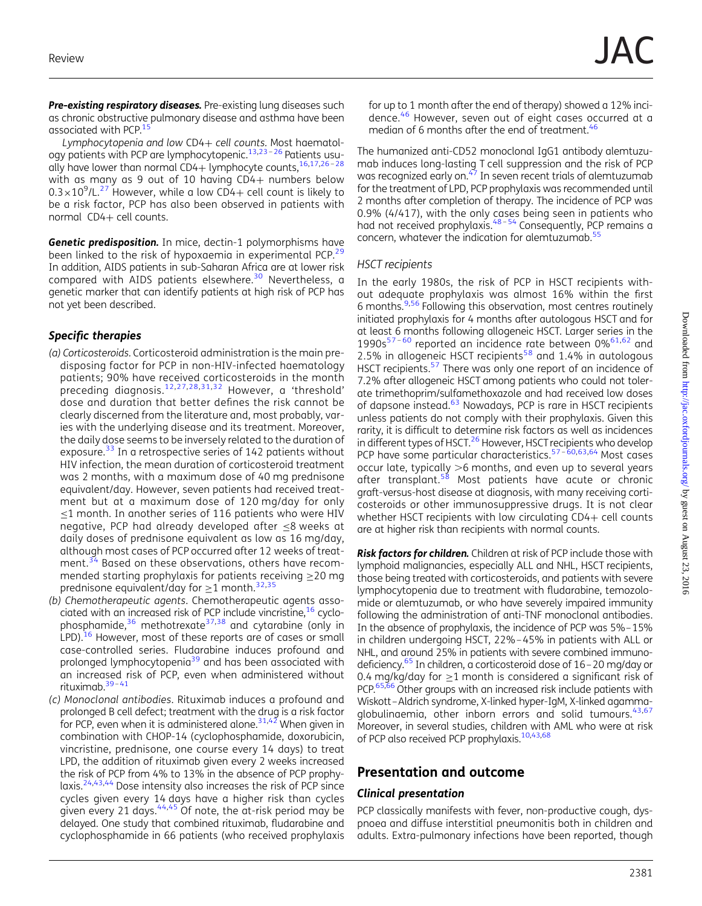***Pre-existing respiratory diseases.*** Pre-existing lung diseases such as chronic obstructive pulmonary disease and asthma have been associated with PCP.[15]

*Lymphocytopenia and low* CD4+ *cell counts.* Most haematology patients with PCP are lymphocytopenic.[13,23–26] Patients usually have lower than normal CD4+ lymphocyte counts,[16,17,26–28] with as many as 9 out of 10 having CD4+ numbers below $0.3\times10^9$/L.[27] However, while a low CD4+ cell count is likely to be a risk factor, PCP has also been observed in patients with normal CD4+ cell counts.

***Genetic predisposition.*** In mice, dectin-1 polymorphisms have been linked to the risk of hypoxaemia in experimental PCP.[29] In addition, AIDS patients in sub-Saharan Africa are at lower risk compared with AIDS patients elsewhere.[30] Nevertheless, a genetic marker that can identify patients at high risk of PCP has not yet been described.

### *Specific therapies*

(a) *Corticosteroids.* Corticosteroid administration is the main predisposing factor for PCP in non-HIV-infected haematology patients; 90% have received corticosteroids in the month preceding diagnosis.[12,27,28,31,32] However, a 'threshold' dose and duration that better defines the risk cannot be clearly discerned from the literature and, most probably, varies with the underlying disease and its treatment. Moreover, the daily dose seems to be inversely related to the duration of exposure.[33] In a retrospective series of 142 patients without HIV infection, the mean duration of corticosteroid treatment was 2 months, with a maximum dose of 40 mg prednisone equivalent/day. However, seven patients had received treatment but at a maximum dose of 120 mg/day for only ≤1 month. In another series of 116 patients who were HIV negative, PCP had already developed after ≤8 weeks at daily doses of prednisone equivalent as low as 16 mg/day, although most cases of PCP occurred after 12 weeks of treatment.[34] Based on these observations, others have recommended starting prophylaxis for patients receiving ≥20 mg prednisone equivalent/day for ≥1 month.[32,35]

(b) *Chemotherapeutic agents.* Chemotherapeutic agents associated with an increased risk of PCP include vincristine,[16] cyclophosphamide,[36] methotrexate[37,38] and cytarabine (only in LPD).[16] However, most of these reports are of cases or small case-controlled series. Fludarabine induces profound and prolonged lymphocytopenia[39] and has been associated with an increased risk of PCP, even when administered without rituximab.[39–41]

(c) *Monoclonal antibodies.* Rituximab induces a profound and prolonged B cell defect; treatment with the drug is a risk factor for PCP, even when it is administered alone.[31,42] When given in combination with CHOP-14 (cyclophosphamide, doxorubicin, vincristine, prednisone, one course every 14 days) to treat LPD, the addition of rituximab given every 2 weeks increased the risk of PCP from 4% to 13% in the absence of PCP prophylaxis.[24,43,44] Dose intensity also increases the risk of PCP since cycles given every 14 days have a higher risk than cycles given every 21 days.[44,45] Of note, the at-risk period may be delayed. One study that combined rituximab, fludarabine and cyclophosphamide in 66 patients (who received prophylaxis for up to 1 month after the end of therapy) showed a 12% incidence.[46] However, seven out of eight cases occurred at a median of 6 months after the end of treatment.[46]

The humanized anti-CD52 monoclonal IgG1 antibody alemtuzumab induces long-lasting T cell suppression and the risk of PCP was recognized early on.[47] In seven recent trials of alemtuzumab for the treatment of LPD, PCP prophylaxis was recommended until 2 months after completion of therapy. The incidence of PCP was 0.9% (4/417), with the only cases being seen in patients who had not received prophylaxis.[48–54] Consequently, PCP remains a concern, whatever the indication for alemtuzumab.[55]

### *HSCT recipients*

In the early 1980s, the risk of PCP in HSCT recipients without adequate prophylaxis was almost 16% within the first 6 months.[9,56] Following this observation, most centres routinely initiated prophylaxis for 4 months after autologous HSCT and for at least 6 months following allogeneic HSCT. Larger series in the 1990s[57–60] reported an incidence rate between 0%[61,62] and 2.5% in allogeneic HSCT recipients[58] and 1.4% in autologous HSCT recipients.[57] There was only one report of an incidence of 7.2% after allogeneic HSCT among patients who could not tolerate trimethoprim/sulfamethoxazole and had received low doses of dapsone instead.[63] Nowadays, PCP is rare in HSCT recipients unless patients do not comply with their prophylaxis. Given this rarity, it is difficult to determine risk factors as well as incidences in different types of HSCT.[26] However, HSCT recipients who develop PCP have some particular characteristics.[57–60,63,64] Most cases occur late, typically >6 months, and even up to several years after transplant.[58] Most patients have acute or chronic graft-versus-host disease at diagnosis, with many receiving corticosteroids or other immunosuppressive drugs. It is not clear whether HSCT recipients with low circulating CD4+ cell counts are at higher risk than recipients with normal counts.

***Risk factors for children.*** Children at risk of PCP include those with lymphoid malignancies, especially ALL and NHL, HSCT recipients, those being treated with corticosteroids, and patients with severe lymphocytopenia due to treatment with fludarabine, temozolomide or alemtuzumab, or who have severely impaired immunity following the administration of anti-TNF monoclonal antibodies. In the absence of prophylaxis, the incidence of PCP was 5%–15% in children undergoing HSCT, 22%–45% in patients with ALL or NHL, and around 25% in patients with severe combined immunodeficiency.[65] In children, a corticosteroid dose of 16–20 mg/day or 0.4 mg/kg/day for ≥1 month is considered a significant risk of PCP.[65,66] Other groups with an increased risk include patients with Wiskott–Aldrich syndrome, X-linked hyper-IgM, X-linked agammaglobulinaemia, other inborn errors and solid tumours.[43,67] Moreover, in several studies, children with AML who were at risk of PCP also received PCP prophylaxis.[10,43,68]

## Presentation and outcome

### *Clinical presentation*

PCP classically manifests with fever, non-productive cough, dyspnoea and diffuse interstitial pneumonitis both in children and adults. Extra-pulmonary infections have been reported, though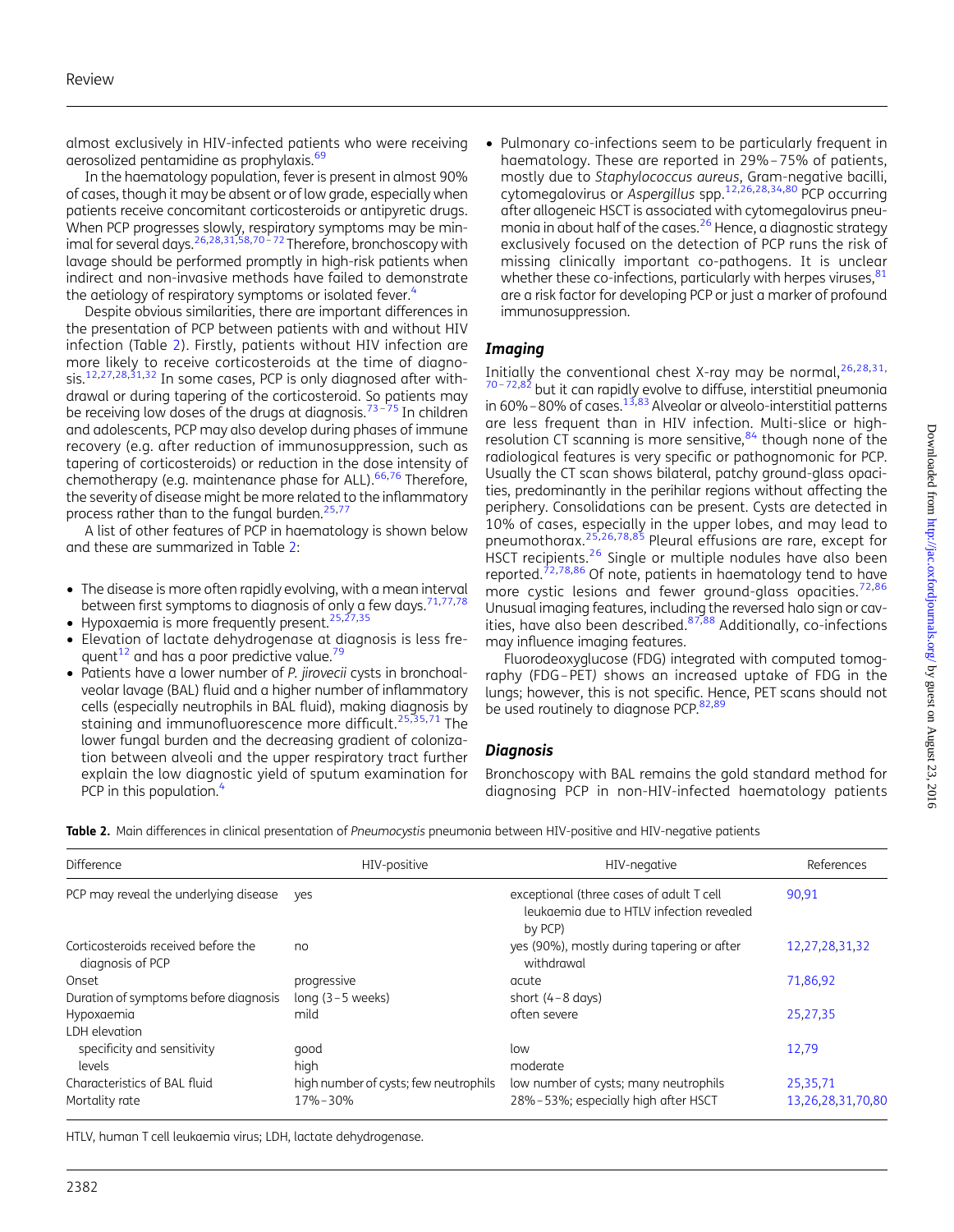almost exclusively in HIV-infected patients who were receiving aerosolized pentamidine as prophylaxis.[69]

In the haematology population, fever is present in almost 90% of cases, though it may be absent or of low grade, especially when patients receive concomitant corticosteroids or antipyretic drugs. When PCP progresses slowly, respiratory symptoms may be minimal for several days.[26,28,31,58,70–72] Therefore, bronchoscopy with lavage should be performed promptly in high-risk patients when indirect and non-invasive methods have failed to demonstrate the aetiology of respiratory symptoms or isolated fever.[4]

Despite obvious similarities, there are important differences in the presentation of PCP between patients with and without HIV infection (Table 2). Firstly, patients without HIV infection are more likely to receive corticosteroids at the time of diagnosis.[12,27,28,31,32] In some cases, PCP is only diagnosed after withdrawal or during tapering of the corticosteroid. So patients may be receiving low doses of the drugs at diagnosis.[73–75] In children and adolescents, PCP may also develop during phases of immune recovery (e.g. after reduction of immunosuppression, such as tapering of corticosteroids) or reduction in the dose intensity of chemotherapy (e.g. maintenance phase for ALL).[66,76] Therefore, the severity of disease might be more related to the inflammatory process rather than to the fungal burden.[25,77]

A list of other features of PCP in haematology is shown below and these are summarized in Table 2:

- The disease is more often rapidly evolving, with a mean interval between first symptoms to diagnosis of only a few days.[71,77,78]
- Hypoxaemia is more frequently present.[25,27,35]
- Elevation of lactate dehydrogenase at diagnosis is less frequent[12] and has a poor predictive value.[79]
- Patients have a lower number of *P. jirovecii* cysts in bronchoalveolar lavage (BAL) fluid and a higher number of inflammatory cells (especially neutrophils in BAL fluid), making diagnosis by staining and immunofluorescence more difficult.[25,35,71] The lower fungal burden and the decreasing gradient of colonization between alveoli and the upper respiratory tract further explain the low diagnostic yield of sputum examination for PCP in this population.[4]
- Pulmonary co-infections seem to be particularly frequent in haematology. These are reported in 29%–75% of patients, mostly due to *Staphylococcus aureus*, Gram-negative bacilli, cytomegalovirus or *Aspergillus* spp.[12,26,28,34,80] PCP occurring after allogeneic HSCT is associated with cytomegalovirus pneumonia in about half of the cases.[26] Hence, a diagnostic strategy exclusively focused on the detection of PCP runs the risk of missing clinically important co-pathogens. It is unclear whether these co-infections, particularly with herpes viruses,[81] are a risk factor for developing PCP or just a marker of profound immunosuppression.

### *Imaging*

Initially the conventional chest X-ray may be normal,[26,28,31,70–72,82] but it can rapidly evolve to diffuse, interstitial pneumonia in 60%–80% of cases.[13,83] Alveolar or alveolo-interstitial patterns are less frequent than in HIV infection. Multi-slice or high-resolution CT scanning is more sensitive,[84] though none of the radiological features is very specific or pathognomonic for PCP. Usually the CT scan shows bilateral, patchy ground-glass opacities, predominantly in the perihilar regions without affecting the periphery. Consolidations can be present. Cysts are detected in 10% of cases, especially in the upper lobes, and may lead to pneumothorax.[25,26,78,85] Pleural effusions are rare, except for HSCT recipients.[26] Single or multiple nodules have also been reported.[72,78,86] Of note, patients in haematology tend to have more cystic lesions and fewer ground-glass opacities.[72,86] Unusual imaging features, including the reversed halo sign or cavities, have also been described.[87,88] Additionally, co-infections may influence imaging features.

Fluorodeoxyglucose (FDG) integrated with computed tomography (FDG–PET) shows an increased uptake of FDG in the lungs; however, this is not specific. Hence, PET scans should not be used routinely to diagnose PCP.[82,89]

### *Diagnosis*

Bronchoscopy with BAL remains the gold standard method for diagnosing PCP in non-HIV-infected haematology patients

**Table 2.** Main differences in clinical presentation of *Pneumocystis* pneumonia between HIV-positive and HIV-negative patients

| Difference | HIV-positive | HIV-negative | References |
|---|---|---|---|
| PCP may reveal the underlying disease | yes | exceptional (three cases of adult T cell leukaemia due to HTLV infection revealed by PCP) | 90,91 |
| Corticosteroids received before the diagnosis of PCP | no | yes (90%), mostly during tapering or after withdrawal | 12,27,28,31,32 |
| Onset | progressive | acute | 71,86,92 |
| Duration of symptoms before diagnosis | long (3–5 weeks) | short (4–8 days) | |
| Hypoxaemia | mild | often severe | 25,27,35 |
| LDH elevation | | | |
| specificity and sensitivity | good | low | 12,79 |
| levels | high | moderate | |
| Characteristics of BAL fluid | high number of cysts; few neutrophils | low number of cysts; many neutrophils | 25,35,71 |
| Mortality rate | 17%–30% | 28%–53%; especially high after HSCT | 13,26,28,31,70,80 |

HTLV, human T cell leukaemia virus; LDH, lactate dehydrogenase.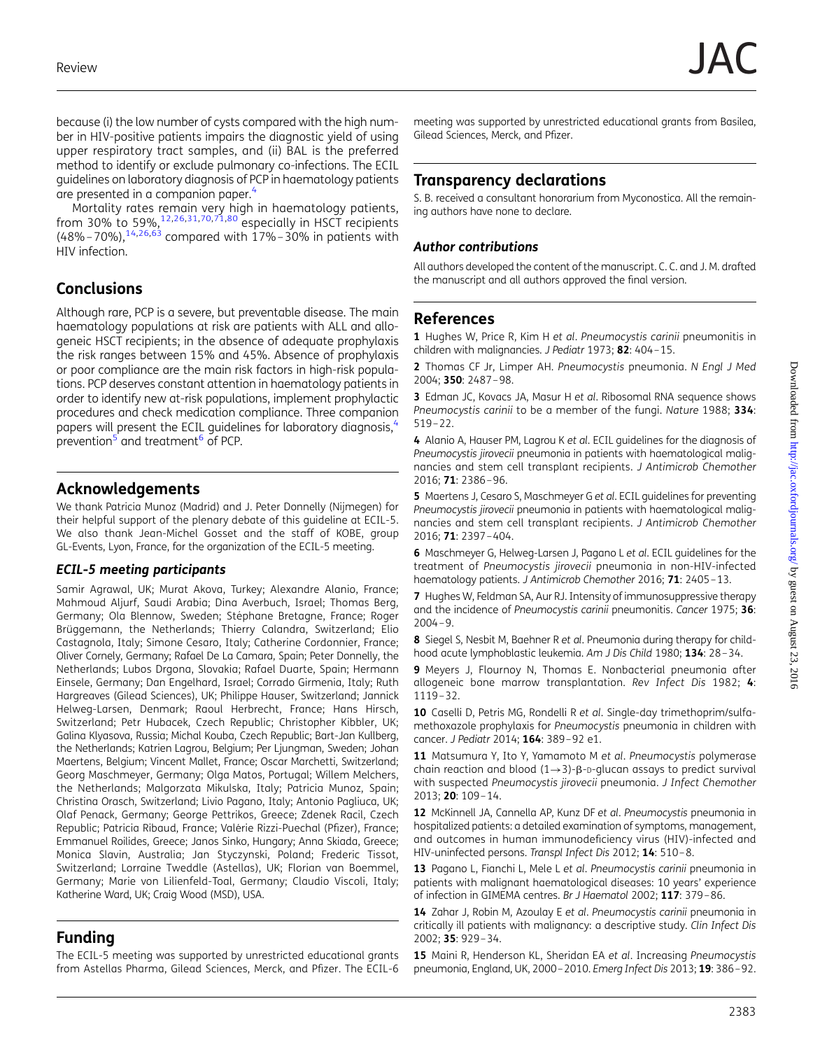because (i) the low number of cysts compared with the high number in HIV-positive patients impairs the diagnostic yield of using upper respiratory tract samples, and (ii) BAL is the preferred method to identify or exclude pulmonary co-infections. The ECIL guidelines on laboratory diagnosis of PCP in haematology patients are presented in a companion paper.[4]

Mortality rates remain very high in haematology patients, from 30% to 59%,[12,26,31,70,71,80] especially in HSCT recipients (48%–70%),[14,26,63] compared with 17%–30% in patients with HIV infection.

## Conclusions

Although rare, PCP is a severe, but preventable disease. The main haematology populations at risk are patients with ALL and allogeneic HSCT recipients; in the absence of adequate prophylaxis the risk ranges between 15% and 45%. Absence of prophylaxis or poor compliance are the main risk factors in high-risk populations. PCP deserves constant attention in haematology patients in order to identify new at-risk populations, implement prophylactic procedures and check medication compliance. Three companion papers will present the ECIL guidelines for laboratory diagnosis,[4] prevention[5] and treatment[6] of PCP.

## Acknowledgements

We thank Patricia Munoz (Madrid) and J. Peter Donnelly (Nijmegen) for their helpful support of the plenary debate of this guideline at ECIL-5. We also thank Jean-Michel Gosset and the staff of KOBE, group GL-Events, Lyon, France, for the organization of the ECIL-5 meeting.

### ECIL-5 meeting participants

Samir Agrawal, UK; Murat Akova, Turkey; Alexandre Alanio, France; Mahmoud Aljurf, Saudi Arabia; Dina Averbuch, Israel; Thomas Berg, Germany; Ola Blennow, Sweden; Stéphane Bretagne, France; Roger Brüggemann, the Netherlands; Thierry Calandra, Switzerland; Elio Castagnola, Italy; Simone Cesaro, Italy; Catherine Cordonnier, France; Oliver Cornely, Germany; Rafael De La Camara, Spain; Peter Donnelly, the Netherlands; Lubos Drgona, Slovakia; Rafael Duarte, Spain; Hermann Einsele, Germany; Dan Engelhard, Israel; Corrado Girmenia, Italy; Ruth Hargreaves (Gilead Sciences), UK; Philippe Hauser, Switzerland; Jannick Helweg-Larsen, Denmark; Raoul Herbrecht, France; Hans Hirsch, Switzerland; Petr Hubacek, Czech Republic; Christopher Kibbler, UK; Galina Klyasova, Russia; Michal Kouba, Czech Republic; Bart-Jan Kullberg, the Netherlands; Katrien Lagrou, Belgium; Per Ljungman, Sweden; Johan Maertens, Belgium; Vincent Mallet, France; Oscar Marchetti, Switzerland; Georg Maschmeyer, Germany; Olga Matos, Portugal; Willem Melchers, the Netherlands; Malgorzata Mikulska, Italy; Patricia Munoz, Spain; Christina Orasch, Switzerland; Livio Pagano, Italy; Antonio Pagliuca, UK; Olaf Penack, Germany; George Pettrikos, Greece; Zdenek Racil, Czech Republic; Patricia Ribaud, France; Valérie Rizzi-Puechal (Pfizer), France; Emmanuel Roilides, Greece; Janos Sinko, Hungary; Anna Skiada, Greece; Monica Slavin, Australia; Jan Styczynski, Poland; Frederic Tissot, Switzerland; Lorraine Tweddle (Astellas), UK; Florian van Boemmel, Germany; Marie von Lilienfeld-Toal, Germany; Claudio Viscoli, Italy; Katherine Ward, UK; Craig Wood (MSD), USA.

## Funding

The ECIL-5 meeting was supported by unrestricted educational grants from Astellas Pharma, Gilead Sciences, Merck, and Pfizer. The ECIL-6 meeting was supported by unrestricted educational grants from Basilea, Gilead Sciences, Merck, and Pfizer.

## Transparency declarations

S. B. received a consultant honorarium from Myconostica. All the remaining authors have none to declare.

### Author contributions

All authors developed the content of the manuscript. C. C. and J. M. drafted the manuscript and all authors approved the final version.

## References

**1** Hughes W, Price R, Kim H *et al*. *Pneumocystis carinii* pneumonitis in children with malignancies. *J Pediatr* 1973; **82**: 404–15.

**2** Thomas CF Jr, Limper AH. *Pneumocystis* pneumonia. *N Engl J Med* 2004; **350**: 2487–98.

**3** Edman JC, Kovacs JA, Masur H *et al*. Ribosomal RNA sequence shows *Pneumocystis carinii* to be a member of the fungi. *Nature* 1988; **334**: 519–22.

**4** Alanio A, Hauser PM, Lagrou K *et al*. ECIL guidelines for the diagnosis of *Pneumocystis jirovecii* pneumonia in patients with haematological malignancies and stem cell transplant recipients. *J Antimicrob Chemother* 2016; **71**: 2386–96.

**5** Maertens J, Cesaro S, Maschmeyer G *et al*. ECIL guidelines for preventing *Pneumocystis jirovecii* pneumonia in patients with haematological malignancies and stem cell transplant recipients. *J Antimicrob Chemother* 2016; **71**: 2397–404.

**6** Maschmeyer G, Helweg-Larsen J, Pagano L *et al*. ECIL guidelines for the treatment of *Pneumocystis jirovecii* pneumonia in non-HIV-infected haematology patients. *J Antimicrob Chemother* 2016; **71**: 2405–13.

**7** Hughes W, Feldman SA, Aur RJ. Intensity of immunosuppressive therapy and the incidence of *Pneumocystis carinii* pneumonitis. *Cancer* 1975; **36**: 2004–9.

**8** Siegel S, Nesbit M, Baehner R *et al*. Pneumonia during therapy for childhood acute lymphoblastic leukemia. *Am J Dis Child* 1980; **134**: 28–34.

**9** Meyers J, Flournoy N, Thomas E. Nonbacterial pneumonia after allogeneic bone marrow transplantation. *Rev Infect Dis* 1982; **4**: 1119–32.

**10** Caselli D, Petris MG, Rondelli R *et al*. Single-day trimethoprim/sulfamethoxazole prophylaxis for *Pneumocystis* pneumonia in children with cancer. *J Pediatr* 2014; **164**: 389–92 e1.

**11** Matsumura Y, Ito Y, Yamamoto M *et al*. *Pneumocystis* polymerase chain reaction and blood (1→3)-β-D-glucan assays to predict survival with suspected *Pneumocystis jirovecii* pneumonia. *J Infect Chemother* 2013; **20**: 109–14.

**12** McKinnell JA, Cannella AP, Kunz DF *et al*. *Pneumocystis* pneumonia in hospitalized patients: a detailed examination of symptoms, management, and outcomes in human immunodeficiency virus (HIV)-infected and HIV-uninfected persons. *Transpl Infect Dis* 2012; **14**: 510–8.

**13** Pagano L, Fianchi L, Mele L *et al*. *Pneumocystis carinii* pneumonia in patients with malignant haematological diseases: 10 years' experience of infection in GIMEMA centres. *Br J Haematol* 2002; **117**: 379–86.

**14** Zahar J, Robin M, Azoulay E *et al*. *Pneumocystis carinii* pneumonia in critically ill patients with malignancy: a descriptive study. *Clin Infect Dis* 2002; **35**: 929–34.

**15** Maini R, Henderson KL, Sheridan EA *et al*. Increasing *Pneumocystis* pneumonia, England, UK, 2000–2010. *Emerg Infect Dis* 2013; **19**: 386–92.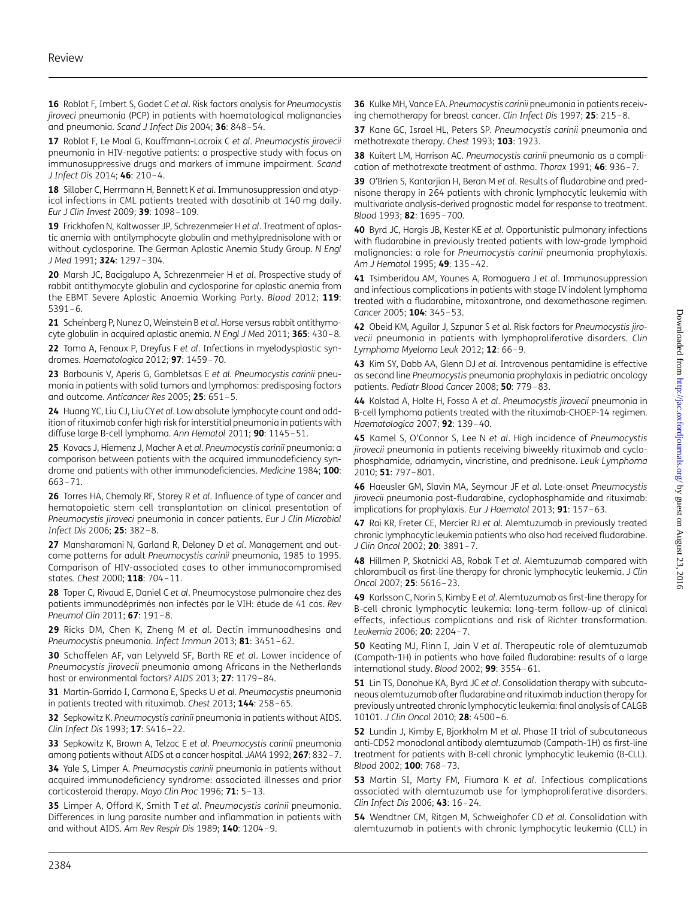**16** Roblot F, Imbert S, Godet C *et al*. Risk factors analysis for *Pneumocystis jiroveci* pneumonia (PCP) in patients with haematological malignancies and pneumonia. *Scand J Infect Dis* 2004; **36**: 848–54.

**17** Roblot F, Le Moal G, Kauffmann-Lacroix C *et al*. *Pneumocystis jirovecii* pneumonia in HIV-negative patients: a prospective study with focus on immunosuppressive drugs and markers of immune impairment. *Scand J Infect Dis* 2014; **46**: 210–4.

**18** Sillaber C, Herrmann H, Bennett K *et al*. Immunosuppression and atypical infections in CML patients treated with dasatinib at 140 mg daily. *Eur J Clin Invest* 2009; **39**: 1098–109.

**19** Frickhofen N, Kaltwasser JP, Schrezenmeier H *et al*. Treatment of aplastic anemia with antilymphocyte globulin and methylprednisolone with or without cyclosporine. The German Aplastic Anemia Study Group. *N Engl J Med* 1991; **324**: 1297–304.

**20** Marsh JC, Bacigalupo A, Schrezenmeier H *et al*. Prospective study of rabbit antithymocyte globulin and cyclosporine for aplastic anemia from the EBMT Severe Aplastic Anaemia Working Party. *Blood* 2012; **119**: 5391–6.

**21** Scheinberg P, Nunez O, Weinstein B *et al*. Horse versus rabbit antithymocyte globulin in acquired aplastic anemia. *N Engl J Med* 2011; **365**: 430–8.

**22** Toma A, Fenaux P, Dreyfus F *et al*. Infections in myelodysplastic syndromes. *Haematologica* 2012; **97**: 1459–70.

**23** Barbounis V, Aperis G, Gambletsas E *et al*. *Pneumocystis carinii* pneumonia in patients with solid tumors and lymphomas: predisposing factors and outcome. *Anticancer Res* 2005; **25**: 651–5.

**24** Huang YC, Liu CJ, Liu CY *et al*. Low absolute lymphocyte count and addition of rituximab confer high risk for interstitial pneumonia in patients with diffuse large B-cell lymphoma. *Ann Hematol* 2011; **90**: 1145–51.

**25** Kovacs J, Hiemenz J, Macher A *et al*. *Pneumocystis carinii* pneumonia: a comparison between patients with the acquired immunodeficiency syndrome and patients with other immunodeficiencies. *Medicine* 1984; **100**: 663–71.

**26** Torres HA, Chemaly RF, Storey R *et al*. Influence of type of cancer and hematopoietic stem cell transplantation on clinical presentation of *Pneumocystis jiroveci* pneumonia in cancer patients. *Eur J Clin Microbiol Infect Dis* 2006; **25**: 382–8.

**27** Mansharamani N, Garland R, Delaney D *et al*. Management and outcome patterns for adult *Pneumocystis carinii* pneumonia, 1985 to 1995. Comparison of HIV-associated cases to other immunocompromised states. *Chest* 2000; **118**: 704–11.

**28** Toper C, Rivaud E, Daniel C *et al*. Pneumocystose pulmonaire chez des patients immunodéprimés non infectés par le VIH: étude de 41 cas. *Rev Pneumol Clin* 2011; **67**: 191–8.

**29** Ricks DM, Chen K, Zheng M *et al*. Dectin immunoadhesins and *Pneumocystis* pneumonia. *Infect Immun* 2013; **81**: 3451–62.

**30** Schoffelen AF, van Lelyveld SF, Barth RE *et al*. Lower incidence of *Pneumocystis jirovecii* pneumonia among Africans in the Netherlands host or environmental factors? *AIDS* 2013; **27**: 1179–84.

**31** Martin-Garrido I, Carmona E, Specks U *et al*. *Pneumocystis* pneumonia in patients treated with rituximab. *Chest* 2013; **144**: 258–65.

**32** Sepkowitz K. *Pneumocystis carinii* pneumonia in patients without AIDS. *Clin Infect Dis* 1993; **17**: S416–22.

**33** Sepkowitz K, Brown A, Telzac E *et al*. *Pneumocystis carinii* pneumonia among patients without AIDS at a cancer hospital. *JAMA* 1992; **267**: 832–7.

**34** Yale S, Limper A. *Pneumocystis carinii* pneumonia in patients without acquired immunodeficiency syndrome: associated illnesses and prior corticosteroid therapy. *Mayo Clin Proc* 1996; **71**: 5–13.

**35** Limper A, Offord K, Smith T *et al*. *Pneumocystis carinii* pneumonia. Differences in lung parasite number and inflammation in patients with and without AIDS. *Am Rev Respir Dis* 1989; **140**: 1204–9.

**36** Kulke MH, Vance EA. *Pneumocystis carinii* pneumonia in patients receiving chemotherapy for breast cancer. *Clin Infect Dis* 1997; **25**: 215–8.

**37** Kane GC, Israel HL, Peters SP. *Pneumocystis carinii* pneumonia and methotrexate therapy. *Chest* 1993; **103**: 1923.

**38** Kuitert LM, Harrison AC. *Pneumocystis carinii* pneumonia as a complication of methotrexate treatment of asthma. *Thorax* 1991; **46**: 936–7.

**39** O'Brien S, Kantarjian H, Beran M *et al*. Results of fludarabine and prednisone therapy in 264 patients with chronic lymphocytic leukemia with multivariate analysis-derived prognostic model for response to treatment. *Blood* 1993; **82**: 1695–700.

**40** Byrd JC, Hargis JB, Kester KE *et al*. Opportunistic pulmonary infections with fludarabine in previously treated patients with low-grade lymphoid malignancies: a role for *Pneumocystis carinii* pneumonia prophylaxis. *Am J Hematol* 1995; **49**: 135–42.

**41** Tsimberidou AM, Younes A, Romaguera J *et al*. Immunosuppression and infectious complications in patients with stage IV indolent lymphoma treated with a fludarabine, mitoxantrone, and dexamethasone regimen. *Cancer* 2005; **104**: 345–53.

**42** Obeid KM, Aguilar J, Szpunar S *et al*. Risk factors for *Pneumocystis jirovecii* pneumonia in patients with lymphoproliferative disorders. *Clin Lymphoma Myeloma Leuk* 2012; **12**: 66–9.

**43** Kim SY, Dabb AA, Glenn DJ *et al*. Intravenous pentamidine is effective as second line *Pneumocystis* pneumonia prophylaxis in pediatric oncology patients. *Pediatr Blood Cancer* 2008; **50**: 779–83.

**44** Kolstad A, Holte H, Fossa A *et al*. *Pneumocystis jirovecii* pneumonia in B-cell lymphoma patients treated with the rituximab-CHOEP-14 regimen. *Haematologica* 2007; **92**: 139–40.

**45** Kamel S, O'Connor S, Lee N *et al*. High incidence of *Pneumocystis jirovecii* pneumonia in patients receiving biweekly rituximab and cyclophosphamide, adriamycin, vincristine, and prednisone. *Leuk Lymphoma* 2010; **51**: 797–801.

**46** Haeusler GM, Slavin MA, Seymour JF *et al*. Late-onset *Pneumocystis jirovecii* pneumonia post-fludarabine, cyclophosphamide and rituximab: implications for prophylaxis. *Eur J Haematol* 2013; **91**: 157–63.

**47** Rai KR, Freter CE, Mercier RJ *et al*. Alemtuzumab in previously treated chronic lymphocytic leukemia patients who also had received fludarabine. *J Clin Oncol* 2002; **20**: 3891–7.

**48** Hillmen P, Skotnicki AB, Robak T *et al*. Alemtuzumab compared with chlorambucil as first-line therapy for chronic lymphocytic leukemia. *J Clin Oncol* 2007; **25**: 5616–23.

**49** Karlsson C, Norin S, Kimby E *et al*. Alemtuzumab as first-line therapy for B-cell chronic lymphocytic leukemia: long-term follow-up of clinical effects, infectious complications and risk of Richter transformation. *Leukemia* 2006; **20**: 2204–7.

**50** Keating MJ, Flinn I, Jain V *et al*. Therapeutic role of alemtuzumab (Campath-1H) in patients who have failed fludarabine: results of a large international study. *Blood* 2002; **99**: 3554–61.

**51** Lin TS, Donohue KA, Byrd JC *et al*. Consolidation therapy with subcutaneous alemtuzumab after fludarabine and rituximab induction therapy for previously untreated chronic lymphocytic leukemia: final analysis of CALGB 10101. *J Clin Oncol* 2010; **28**: 4500–6.

**52** Lundin J, Kimby E, Bjorkholm M *et al*. Phase II trial of subcutaneous anti-CD52 monoclonal antibody alemtuzumab (Campath-1H) as first-line treatment for patients with B-cell chronic lymphocytic leukemia (B-CLL). *Blood* 2002; **100**: 768–73.

**53** Martin SI, Marty FM, Fiumara K *et al*. Infectious complications associated with alemtuzumab use for lymphoproliferative disorders. *Clin Infect Dis* 2006; **43**: 16–24.

**54** Wendtner CM, Ritgen M, Schweighofer CD *et al*. Consolidation with alemtuzumab in patients with chronic lymphocytic leukemia (CLL) in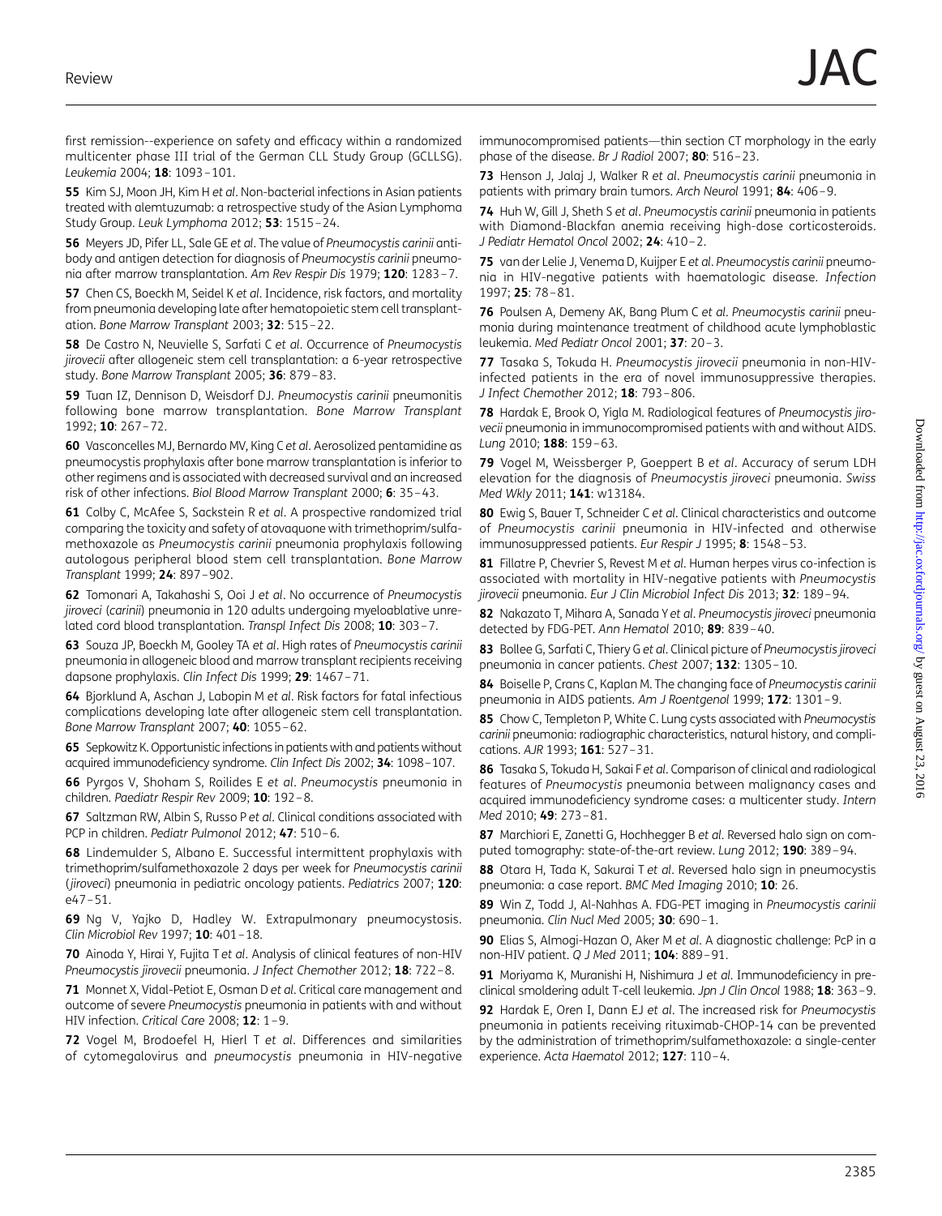first remission--experience on safety and efficacy within a randomized multicenter phase III trial of the German CLL Study Group (GCLLSG). *Leukemia* 2004; **18**: 1093–101.

**55** Kim SJ, Moon JH, Kim H *et al*. Non-bacterial infections in Asian patients treated with alemtuzumab: a retrospective study of the Asian Lymphoma Study Group. *Leuk Lymphoma* 2012; **53**: 1515–24.

**56** Meyers JD, Pifer LL, Sale GE *et al*. The value of *Pneumocystis carinii* antibody and antigen detection for diagnosis of *Pneumocystis carinii* pneumonia after marrow transplantation. *Am Rev Respir Dis* 1979; **120**: 1283–7.

**57** Chen CS, Boeckh M, Seidel K *et al*. Incidence, risk factors, and mortality from pneumonia developing late after hematopoietic stem cell transplantation. *Bone Marrow Transplant* 2003; **32**: 515–22.

**58** De Castro N, Neuvielle S, Sarfati C *et al*. Occurrence of *Pneumocystis jirovecii* after allogeneic stem cell transplantation: a 6-year retrospective study. *Bone Marrow Transplant* 2005; **36**: 879–83.

**59** Tuan IZ, Dennison D, Weisdorf DJ. *Pneumocystis carinii* pneumonitis following bone marrow transplantation. *Bone Marrow Transplant* 1992; **10**: 267–72.

**60** Vasconcelles MJ, Bernardo MV, King C *et al*. Aerosolized pentamidine as pneumocystis prophylaxis after bone marrow transplantation is inferior to other regimens and is associated with decreased survival and an increased risk of other infections. *Biol Blood Marrow Transplant* 2000; **6**: 35–43.

**61** Colby C, McAfee S, Sackstein R *et al*. A prospective randomized trial comparing the toxicity and safety of atovaquone with trimethoprim/sulfamethoxazole as *Pneumocystis carinii* pneumonia prophylaxis following autologous peripheral blood stem cell transplantation. *Bone Marrow Transplant* 1999; **24**: 897–902.

**62** Tomonari A, Takahashi S, Ooi J *et al*. No occurrence of *Pneumocystis jiroveci* (*carinii*) pneumonia in 120 adults undergoing myeloablative unrelated cord blood transplantation. *Transpl Infect Dis* 2008; **10**: 303–7.

**63** Souza JP, Boeckh M, Gooley TA *et al*. High rates of *Pneumocystis carinii* pneumonia in allogeneic blood and marrow transplant recipients receiving dapsone prophylaxis. *Clin Infect Dis* 1999; **29**: 1467–71.

**64** Bjorklund A, Aschan J, Labopin M *et al*. Risk factors for fatal infectious complications developing late after allogeneic stem cell transplantation. *Bone Marrow Transplant* 2007; **40**: 1055–62.

**65** Sepkowitz K. Opportunistic infections in patients with and patients without acquired immunodeficiency syndrome. *Clin Infect Dis* 2002; **34**: 1098–107.

**66** Pyrgos V, Shoham S, Roilides E *et al*. *Pneumocystis* pneumonia in children. *Paediatr Respir Rev* 2009; **10**: 192–8.

**67** Saltzman RW, Albin S, Russo P *et al*. Clinical conditions associated with PCP in children. *Pediatr Pulmonol* 2012; **47**: 510–6.

**68** Lindemulder S, Albano E. Successful intermittent prophylaxis with trimethoprim/sulfamethoxazole 2 days per week for *Pneumocystis carinii* (*jiroveci*) pneumonia in pediatric oncology patients. *Pediatrics* 2007; **120**: e47–51.

**69** Ng V, Yajko D, Hadley W. Extrapulmonary pneumocystosis. *Clin Microbiol Rev* 1997; **10**: 401–18.

**70** Ainoda Y, Hirai Y, Fujita T *et al*. Analysis of clinical features of non-HIV *Pneumocystis jirovecii* pneumonia. *J Infect Chemother* 2012; **18**: 722–8.

**71** Monnet X, Vidal-Petiot E, Osman D *et al*. Critical care management and outcome of severe *Pneumocystis* pneumonia in patients with and without HIV infection. *Critical Care* 2008; **12**: 1–9.

**72** Vogel M, Brodoefel H, Hierl T *et al*. Differences and similarities of cytomegalovirus and *pneumocystis* pneumonia in HIV-negative immunocompromised patients—thin section CT morphology in the early phase of the disease. *Br J Radiol* 2007; **80**: 516–23.

**73** Henson J, Jalaj J, Walker R *et al*. *Pneumocystis carinii* pneumonia in patients with primary brain tumors. *Arch Neurol* 1991; **84**: 406–9.

**74** Huh W, Gill J, Sheth S *et al*. *Pneumocystis carinii* pneumonia in patients with Diamond-Blackfan anemia receiving high-dose corticosteroids. *J Pediatr Hematol Oncol* 2002; **24**: 410–2.

**75** van der Lelie J, Venema D, Kuijper E *et al*. *Pneumocystis carinii* pneumonia in HIV-negative patients with haematologic disease. *Infection* 1997; **25**: 78–81.

**76** Poulsen A, Demeny AK, Bang Plum C *et al*. *Pneumocystis carinii* pneumonia during maintenance treatment of childhood acute lymphoblastic leukemia. *Med Pediatr Oncol* 2001; **37**: 20–3.

**77** Tasaka S, Tokuda H. *Pneumocystis jirovecii* pneumonia in non-HIV-infected patients in the era of novel immunosuppressive therapies. *J Infect Chemother* 2012; **18**: 793–806.

**78** Hardak E, Brook O, Yigla M. Radiological features of *Pneumocystis jirovecii* pneumonia in immunocompromised patients with and without AIDS. *Lung* 2010; **188**: 159–63.

**79** Vogel M, Weissberger P, Goeppert B *et al*. Accuracy of serum LDH elevation for the diagnosis of *Pneumocystis jiroveci* pneumonia. *Swiss Med Wkly* 2011; **141**: w13184.

**80** Ewig S, Bauer T, Schneider C *et al*. Clinical characteristics and outcome of *Pneumocystis carinii* pneumonia in HIV-infected and otherwise immunosuppressed patients. *Eur Respir J* 1995; **8**: 1548–53.

**81** Fillatre P, Chevrier S, Revest M *et al*. Human herpes virus co-infection is associated with mortality in HIV-negative patients with *Pneumocystis jirovecii* pneumonia. *Eur J Clin Microbiol Infect Dis* 2013; **32**: 189–94.

**82** Nakazato T, Mihara A, Sanada Y *et al*. *Pneumocystis jiroveci* pneumonia detected by FDG-PET. *Ann Hematol* 2010; **89**: 839–40.

**83** Bollee G, Sarfati C, Thiery G *et al*. Clinical picture of *Pneumocystis jiroveci* pneumonia in cancer patients. *Chest* 2007; **132**: 1305–10.

**84** Boiselle P, Crans C, Kaplan M. The changing face of *Pneumocystis carinii* pneumonia in AIDS patients. *Am J Roentgenol* 1999; **172**: 1301–9.

**85** Chow C, Templeton P, White C. Lung cysts associated with *Pneumocystis carinii* pneumonia: radiographic characteristics, natural history, and complications. *AJR* 1993; **161**: 527–31.

**86** Tasaka S, Tokuda H, Sakai F *et al*. Comparison of clinical and radiological features of *Pneumocystis* pneumonia between malignancy cases and acquired immunodeficiency syndrome cases: a multicenter study. *Intern Med* 2010; **49**: 273–81.

**87** Marchiori E, Zanetti G, Hochhegger B *et al*. Reversed halo sign on computed tomography: state-of-the-art review. *Lung* 2012; **190**: 389–94.

**88** Otara H, Tada K, Sakurai T *et al*. Reversed halo sign in pneumocystis pneumonia: a case report. *BMC Med Imaging* 2010; **10**: 26.

**89** Win Z, Todd J, Al-Nahhas A. FDG-PET imaging in *Pneumocystis carinii* pneumonia. *Clin Nucl Med* 2005; **30**: 690–1.

**90** Elias S, Almogi-Hazan O, Aker M *et al*. A diagnostic challenge: PcP in a non-HIV patient. *Q J Med* 2011; **104**: 889–91.

**91** Moriyama K, Muranishi H, Nishimura J *et al*. Immunodeficiency in preclinical smoldering adult T-cell leukemia. *Jpn J Clin Oncol* 1988; **18**: 363–9.

**92** Hardak E, Oren I, Dann EJ *et al*. The increased risk for *Pneumocystis* pneumonia in patients receiving rituximab-CHOP-14 can be prevented by the administration of trimethoprim/sulfamethoxazole: a single-center experience. *Acta Haematol* 2012; **127**: 110–4.